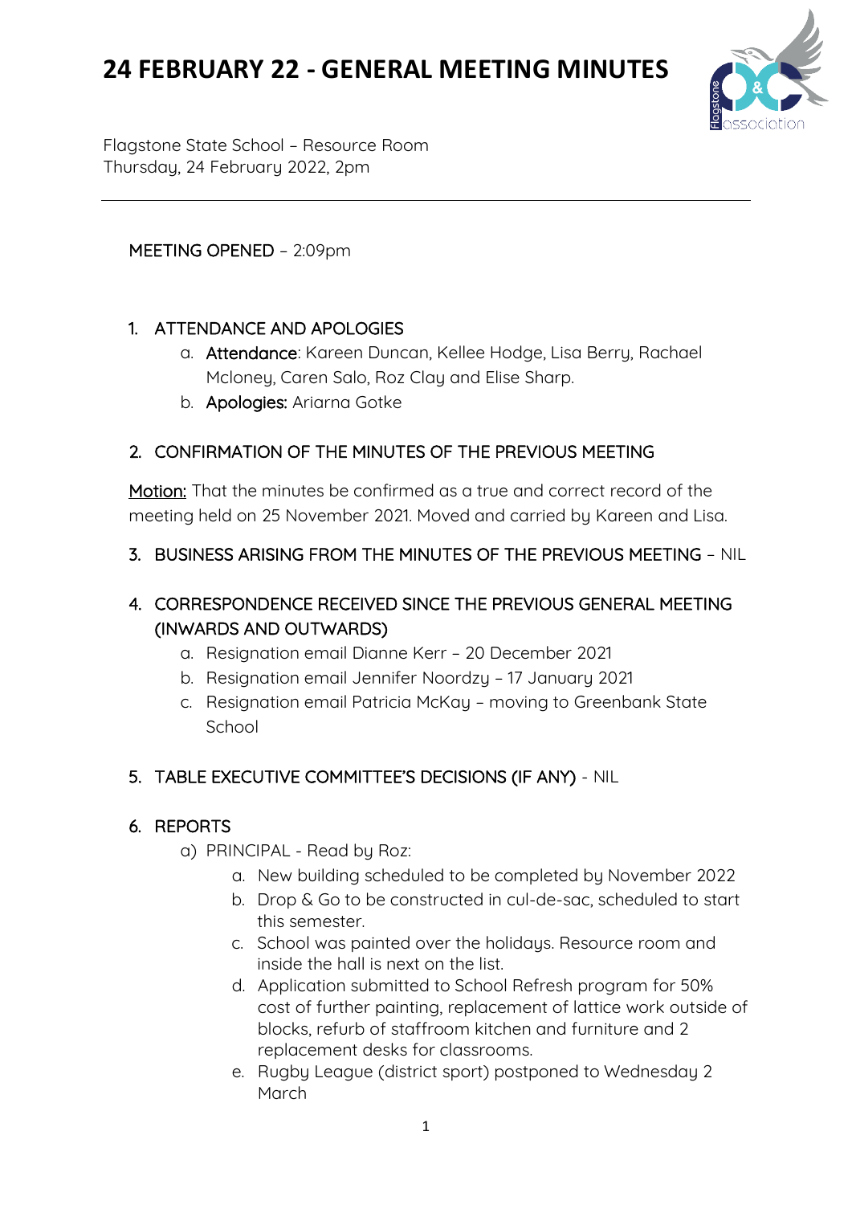# 24 FEBRUARY 22 - GENERAL MEETING MINUTES

Flagstone State School – Resource Room
Thursday, 24 February 2022, 2pm

---

MEETING OPENED – 2:09pm

1. ATTENDANCE AND APOLOGIES
   a. **Attendance**: Kareen Duncan, Kellee Hodge, Lisa Berry, Rachael Mcloney, Caren Salo, Roz Clay and Elise Sharp.
   b. **Apologies:** Ariarna Gotke

2. CONFIRMATION OF THE MINUTES OF THE PREVIOUS MEETING

<u>Motion:</u> That the minutes be confirmed as a true and correct record of the meeting held on 25 November 2021. Moved and carried by Kareen and Lisa.

3. BUSINESS ARISING FROM THE MINUTES OF THE PREVIOUS MEETING – NIL

4. CORRESPONDENCE RECEIVED SINCE THE PREVIOUS GENERAL MEETING (INWARDS AND OUTWARDS)
   a. Resignation email Dianne Kerr – 20 December 2021
   b. Resignation email Jennifer Noordzy – 17 January 2021
   c. Resignation email Patricia McKay – moving to Greenbank State School

5. TABLE EXECUTIVE COMMITTEE'S DECISIONS (IF ANY) - NIL

6. REPORTS
   a) PRINCIPAL - Read by Roz:
      a. New building scheduled to be completed by November 2022
      b. Drop & Go to be constructed in cul-de-sac, scheduled to start this semester.
      c. School was painted over the holidays. Resource room and inside the hall is next on the list.
      d. Application submitted to School Refresh program for 50% cost of further painting, replacement of lattice work outside of blocks, refurb of staffroom kitchen and furniture and 2 replacement desks for classrooms.
      e. Rugby League (district sport) postponed to Wednesday 2 March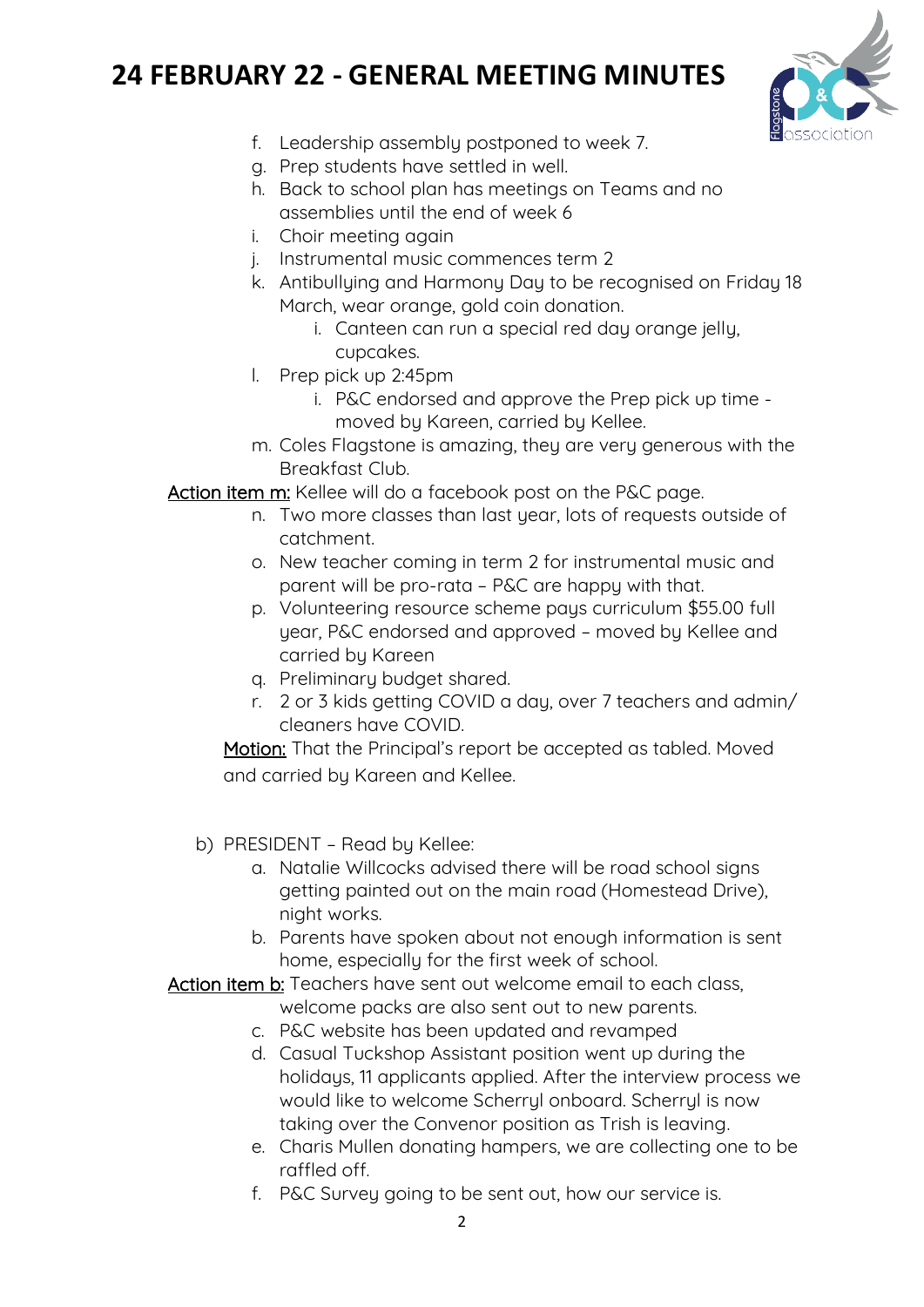# 24 FEBRUARY 22 - GENERAL MEETING MINUTES

f. Leadership assembly postponed to week 7.
g. Prep students have settled in well.
h. Back to school plan has meetings on Teams and no assemblies until the end of week 6
i. Choir meeting again
j. Instrumental music commences term 2
k. Antibullying and Harmony Day to be recognised on Friday 18 March, wear orange, gold coin donation.
   i. Canteen can run a special red day orange jelly, cupcakes.
l. Prep pick up 2:45pm
   i. P&C endorsed and approve the Prep pick up time - moved by Kareen, carried by Kellee.
m. Coles Flagstone is amazing, they are very generous with the Breakfast Club.

<u>Action item m:</u> Kellee will do a facebook post on the P&C page.

n. Two more classes than last year, lots of requests outside of catchment.
o. New teacher coming in term 2 for instrumental music and parent will be pro-rata – P&C are happy with that.
p. Volunteering resource scheme pays curriculum $55.00 full year, P&C endorsed and approved – moved by Kellee and carried by Kareen
q. Preliminary budget shared.
r. 2 or 3 kids getting COVID a day, over 7 teachers and admin/ cleaners have COVID.

<u>Motion:</u> That the Principal's report be accepted as tabled. Moved and carried by Kareen and Kellee.

b) PRESIDENT – Read by Kellee:
   a. Natalie Willcocks advised there will be road school signs getting painted out on the main road (Homestead Drive), night works.
   b. Parents have spoken about not enough information is sent home, especially for the first week of school.

<u>Action item b:</u> Teachers have sent out welcome email to each class, welcome packs are also sent out to new parents.

   c. P&C website has been updated and revamped
   d. Casual Tuckshop Assistant position went up during the holidays, 11 applicants applied. After the interview process we would like to welcome Scherryl onboard. Scherryl is now taking over the Convenor position as Trish is leaving.
   e. Charis Mullen donating hampers, we are collecting one to be raffled off.
   f. P&C Survey going to be sent out, how our service is.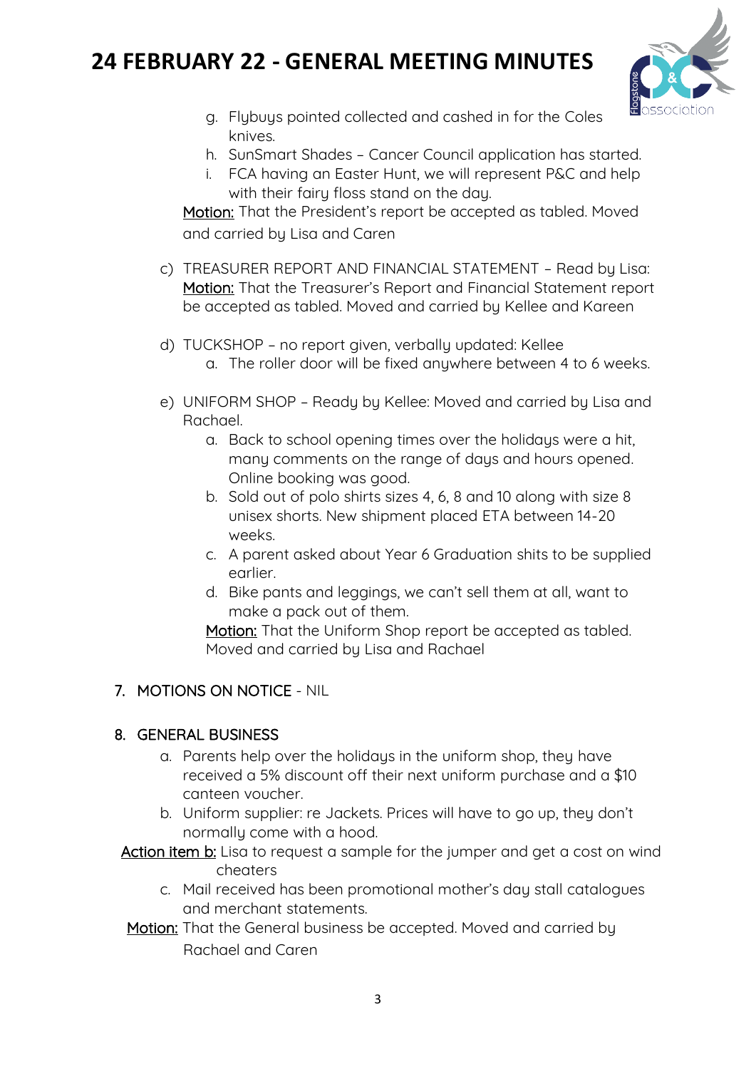# 24 FEBRUARY 22 - GENERAL MEETING MINUTES

g. Flybuys pointed collected and cashed in for the Coles knives.
h. SunSmart Shades – Cancer Council application has started.
i. FCA having an Easter Hunt, we will represent P&C and help with their fairy floss stand on the day.

<u>Motion:</u> That the President's report be accepted as tabled. Moved and carried by Lisa and Caren

c) TREASURER REPORT AND FINANCIAL STATEMENT – Read by Lisa: <u>Motion:</u> That the Treasurer's Report and Financial Statement report be accepted as tabled. Moved and carried by Kellee and Kareen

d) TUCKSHOP – no report given, verbally updated: Kellee
   a. The roller door will be fixed anywhere between 4 to 6 weeks.

e) UNIFORM SHOP – Ready by Kellee: Moved and carried by Lisa and Rachael.
   a. Back to school opening times over the holidays were a hit, many comments on the range of days and hours opened. Online booking was good.
   b. Sold out of polo shirts sizes 4, 6, 8 and 10 along with size 8 unisex shorts. New shipment placed ETA between 14-20 weeks.
   c. A parent asked about Year 6 Graduation shits to be supplied earlier.
   d. Bike pants and leggings, we can't sell them at all, want to make a pack out of them.

   <u>Motion:</u> That the Uniform Shop report be accepted as tabled. Moved and carried by Lisa and Rachael

7. MOTIONS ON NOTICE - NIL

8. GENERAL BUSINESS
   a. Parents help over the holidays in the uniform shop, they have received a 5% discount off their next uniform purchase and a $10 canteen voucher.
   b. Uniform supplier: re Jackets. Prices will have to go up, they don't normally come with a hood.

<u>Action item b:</u> Lisa to request a sample for the jumper and get a cost on wind cheaters

   c. Mail received has been promotional mother's day stall catalogues and merchant statements.

<u>Motion:</u> That the General business be accepted. Moved and carried by Rachael and Caren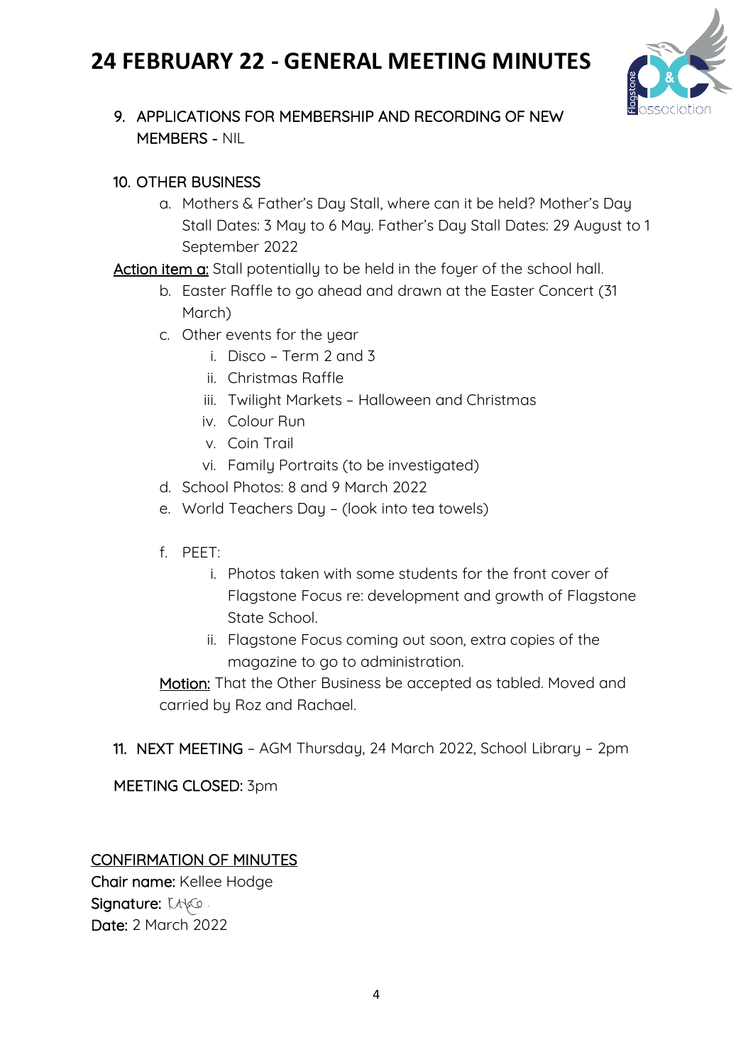# 24 FEBRUARY 22 - GENERAL MEETING MINUTES

9. APPLICATIONS FOR MEMBERSHIP AND RECORDING OF NEW MEMBERS - NIL

10. OTHER BUSINESS
    a. Mothers & Father's Day Stall, where can it be held? Mother's Day Stall Dates: 3 May to 6 May. Father's Day Stall Dates: 29 August to 1 September 2022

Action item a: Stall potentially to be held in the foyer of the school hall.

   b. Easter Raffle to go ahead and drawn at the Easter Concert (31 March)
   c. Other events for the year
      i. Disco – Term 2 and 3
      ii. Christmas Raffle
      iii. Twilight Markets – Halloween and Christmas
      iv. Colour Run
      v. Coin Trail
      vi. Family Portraits (to be investigated)
   d. School Photos: 8 and 9 March 2022
   e. World Teachers Day – (look into tea towels)
   f. PEET:
      i. Photos taken with some students for the front cover of Flagstone Focus re: development and growth of Flagstone State School.
      ii. Flagstone Focus coming out soon, extra copies of the magazine to go to administration.

   Motion: That the Other Business be accepted as tabled. Moved and carried by Roz and Rachael.

11. NEXT MEETING – AGM Thursday, 24 March 2022, School Library – 2pm

MEETING CLOSED: 3pm

CONFIRMATION OF MINUTES
Chair name: Kellee Hodge
Signature:
Date: 2 March 2022